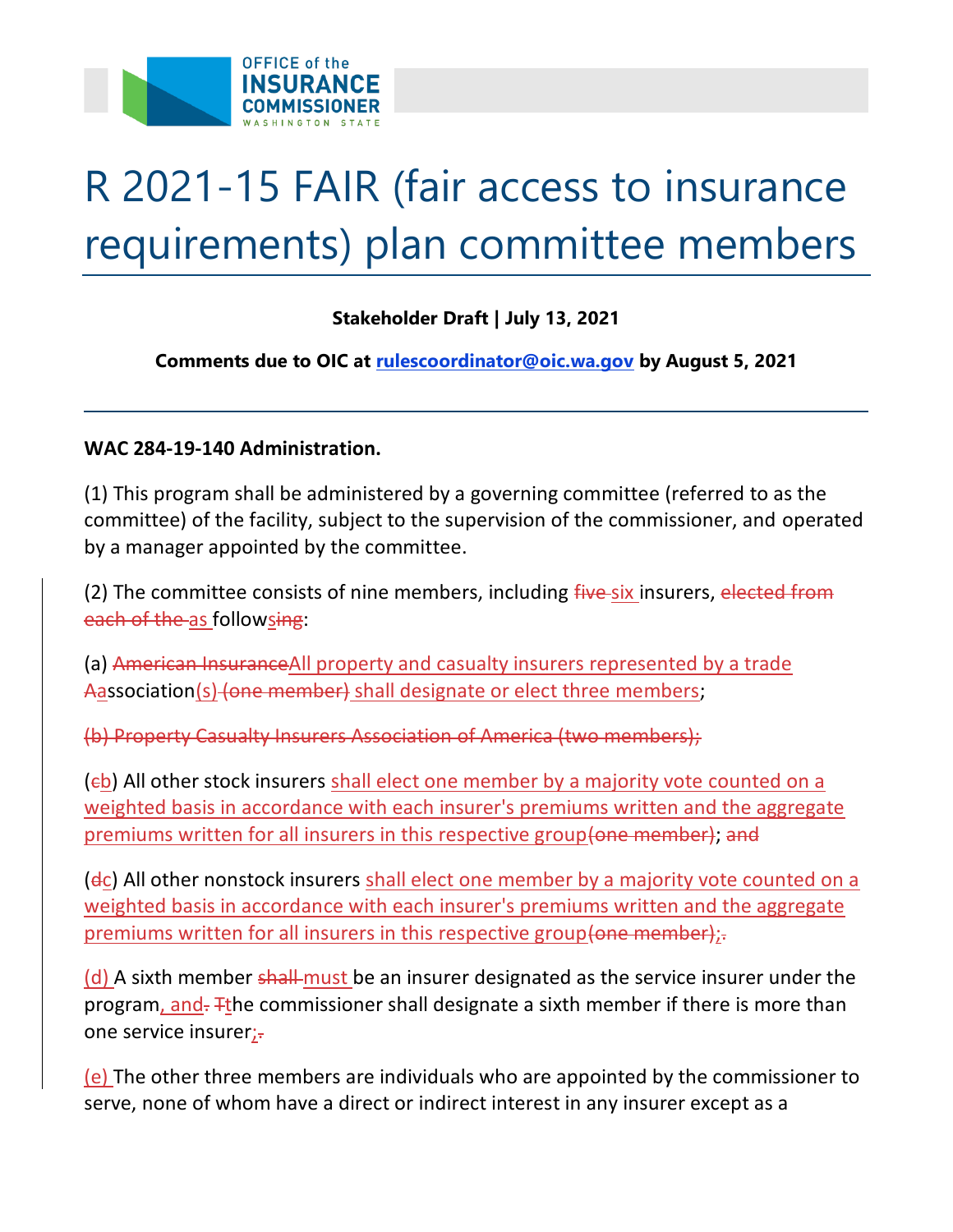# R 2021-15 FAIR (fair access to insurance requirements) plan committee members

**Stakeholder Draft | July 13, 2021**

**Comments due to OIC at rulescoordinator@oic.wa.gov by August 5, 2021**

---

**WAC 284-19-140 Administration.**

(1) This program shall be administered by a governing committee (referred to as the committee) of the facility, subject to the supervision of the commissioner, and operated by a manager appointed by the committee.

(2) The committee consists of nine members, including ~~five~~ <u>six</u> insurers, ~~elected from each of the~~ <u>as</u> follow~~ing~~<u>s</u>:

(a) ~~American Insurance~~<u>All property and casualty insurers represented by a trade</u> ~~A~~<u>a</u>ssociation<u>(s)</u> ~~(one member)~~ <u>shall designate or elect three members</u>;

~~(b) Property Casualty Insurers Association of America (two members);~~

(~~c~~<u>b</u>) All other stock insurers <u>shall elect one member by a majority vote counted on a weighted basis in accordance with each insurer's premiums written and the aggregate premiums written for all insurers in this respective group</u>~~(one member)~~; ~~and~~

(~~d~~<u>c</u>) All other nonstock insurers <u>shall elect one member by a majority vote counted on a weighted basis in accordance with each insurer's premiums written and the aggregate premiums written for all insurers in this respective group</u>~~(one member)~~<u>;</u>~~.~~

<u>(d)</u> A sixth member ~~shall~~ <u>must</u> be an insurer designated as the service insurer under the program<u>, and</u>~~.~~ ~~T~~<u>t</u>he commissioner shall designate a sixth member if there is more than one service insurer<u>;</u>~~.~~

<u>(e)</u> The other three members are individuals who are appointed by the commissioner to serve, none of whom have a direct or indirect interest in any insurer except as a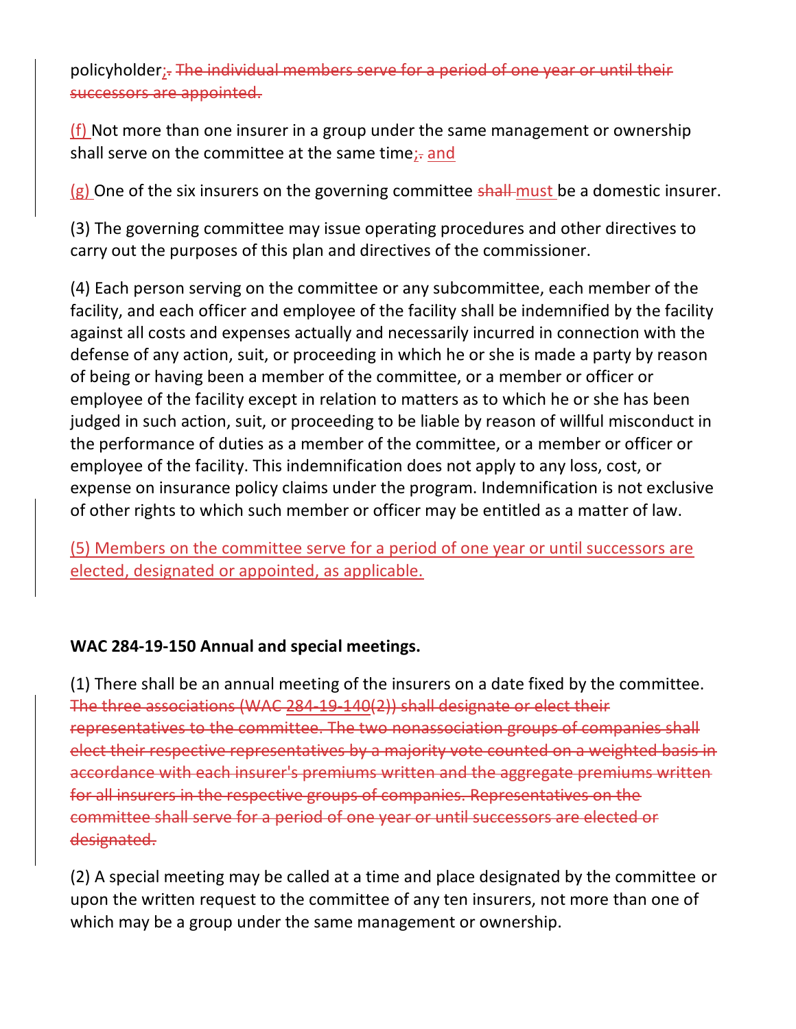policyholder;. ~~The individual members serve for a period of one year or until their successors are appointed.~~

(f) Not more than one insurer in a group under the same management or ownership shall serve on the committee at the same time;. and

(g) One of the six insurers on the governing committee ~~shall~~ must be a domestic insurer.

(3) The governing committee may issue operating procedures and other directives to carry out the purposes of this plan and directives of the commissioner.

(4) Each person serving on the committee or any subcommittee, each member of the facility, and each officer and employee of the facility shall be indemnified by the facility against all costs and expenses actually and necessarily incurred in connection with the defense of any action, suit, or proceeding in which he or she is made a party by reason of being or having been a member of the committee, or a member or officer or employee of the facility except in relation to matters as to which he or she has been judged in such action, suit, or proceeding to be liable by reason of willful misconduct in the performance of duties as a member of the committee, or a member or officer or employee of the facility. This indemnification does not apply to any loss, cost, or expense on insurance policy claims under the program. Indemnification is not exclusive of other rights to which such member or officer may be entitled as a matter of law.

(5) Members on the committee serve for a period of one year or until successors are elected, designated or appointed, as applicable.

**WAC 284-19-150 Annual and special meetings.**

(1) There shall be an annual meeting of the insurers on a date fixed by the committee. ~~The three associations (WAC 284-19-140(2)) shall designate or elect their representatives to the committee. The two nonassociation groups of companies shall elect their respective representatives by a majority vote counted on a weighted basis in accordance with each insurer's premiums written and the aggregate premiums written for all insurers in the respective groups of companies. Representatives on the committee shall serve for a period of one year or until successors are elected or designated.~~

(2) A special meeting may be called at a time and place designated by the committee or upon the written request to the committee of any ten insurers, not more than one of which may be a group under the same management or ownership.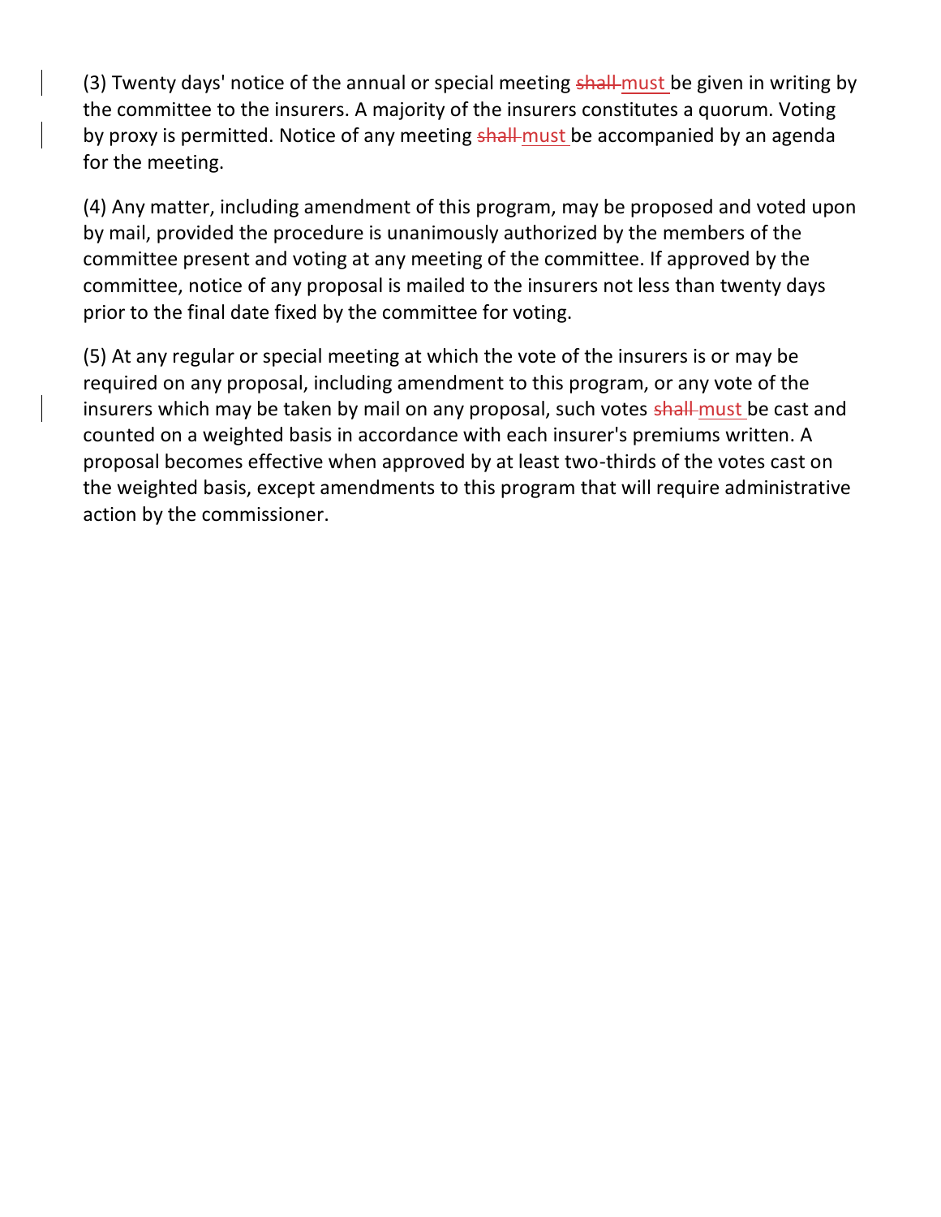(3) Twenty days' notice of the annual or special meeting ~~shall~~ must be given in writing by the committee to the insurers. A majority of the insurers constitutes a quorum. Voting by proxy is permitted. Notice of any meeting ~~shall~~ must be accompanied by an agenda for the meeting.

(4) Any matter, including amendment of this program, may be proposed and voted upon by mail, provided the procedure is unanimously authorized by the members of the committee present and voting at any meeting of the committee. If approved by the committee, notice of any proposal is mailed to the insurers not less than twenty days prior to the final date fixed by the committee for voting.

(5) At any regular or special meeting at which the vote of the insurers is or may be required on any proposal, including amendment to this program, or any vote of the insurers which may be taken by mail on any proposal, such votes ~~shall~~ must be cast and counted on a weighted basis in accordance with each insurer's premiums written. A proposal becomes effective when approved by at least two-thirds of the votes cast on the weighted basis, except amendments to this program that will require administrative action by the commissioner.